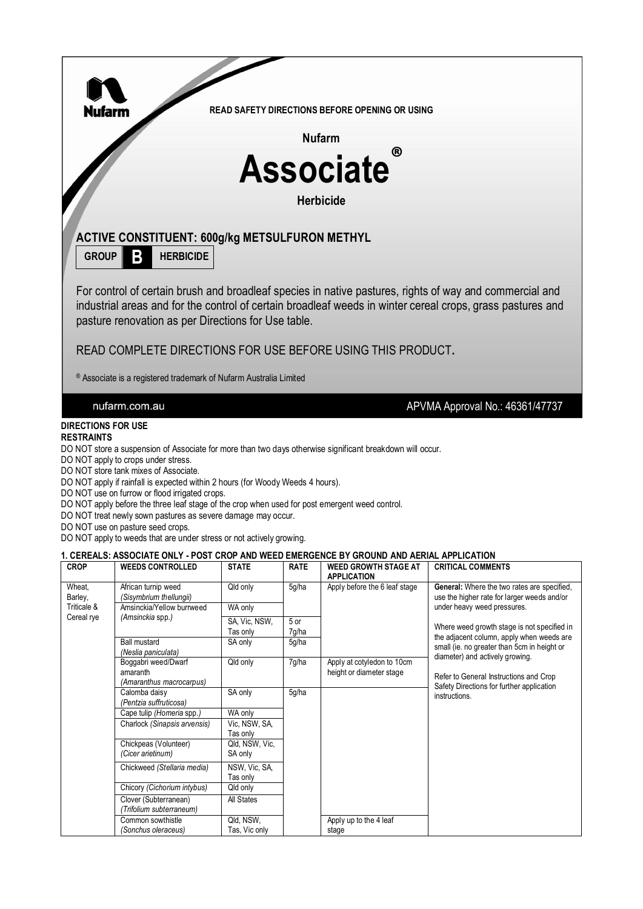Nufarm

READ SAFETY DIRECTIONS BEFORE OPENING OR USING

Nufarm

# Associate®

**Herbicide**

## ACTIVE CONSTITUENT: 600g/kg METSULFURON METHYL

**GROUP B HERBICIDE**

For control of certain brush and broadleaf species in native pastures, rights of way and commercial and industrial areas and for the control of certain broadleaf weeds in winter cereal crops, grass pastures and pasture renovation as per Directions for Use table.

READ COMPLETE DIRECTIONS FOR USE BEFORE USING THIS PRODUCT.

® Associate is a registered trademark of Nufarm Australia Limited

nufarm.com.au

APVMA Approval No.: 46361/47737

**DIRECTIONS FOR USE**

**RESTRAINTS**

DO NOT store a suspension of Associate for more than two days otherwise significant breakdown will occur.
DO NOT apply to crops under stress.
DO NOT store tank mixes of Associate.
DO NOT apply if rainfall is expected within 2 hours (for Woody Weeds 4 hours).
DO NOT use on furrow or flood irrigated crops.
DO NOT apply before the three leaf stage of the crop when used for post emergent weed control.
DO NOT treat newly sown pastures as severe damage may occur.
DO NOT use on pasture seed crops.
DO NOT apply to weeds that are under stress or not actively growing.

**1. CEREALS: ASSOCIATE ONLY - POST CROP AND WEED EMERGENCE BY GROUND AND AERIAL APPLICATION**

| CROP | WEEDS CONTROLLED | STATE | RATE | WEED GROWTH STAGE AT APPLICATION | CRITICAL COMMENTS |
|---|---|---|---|---|---|
| Wheat, Barley, Triticale & Cereal rye | African turnip weed *(Sisymbrium thellungii)* | Qld only | 5g/ha | Apply before the 6 leaf stage | **General:** Where the two rates are specified, use the higher rate for larger weeds and/or under heavy weed pressures.<br><br>Where weed growth stage is not specified in the adjacent column, apply when weeds are small (ie. no greater than 5cm in height or diameter) and actively growing.<br><br>Refer to General Instructions and Crop Safety Directions for further application instructions. |
| | Amsinckia/Yellow burrweed *(Amsinckia* spp.*)* | WA only | | | |
| | | SA, Vic, NSW, Tas only | 5 or 7g/ha | | |
| | Ball mustard *(Neslia paniculata)* | SA only | 5g/ha | | |
| | Boggabri weed/Dwarf amaranth *(Amaranthus macrocarpus)* | Qld only | 7g/ha | Apply at cotyledon to 10cm height or diameter stage | |
| | Calomba daisy *(Pentzia suffruticosa)* | SA only | 5g/ha | | |
| | Cape tulip *(Homeria* spp.*)* | WA only | | | |
| | Charlock *(Sinapsis arvensis)* | Vic, NSW, SA, Tas only | | | |
| | Chickpeas (Volunteer) *(Cicer arietinum)* | Qld, NSW, Vic, SA only | | | |
| | Chickweed *(Stellaria media)* | NSW, Vic, SA, Tas only | | | |
| | Chicory *(Cichorium intybus)* | Qld only | | | |
| | Clover (Subterranean) *(Trifolium subterraneum)* | All States | | | |
| | Common sowthistle *(Sonchus oleraceus)* | Qld, NSW, Tas, Vic only | | Apply up to the 4 leaf stage | |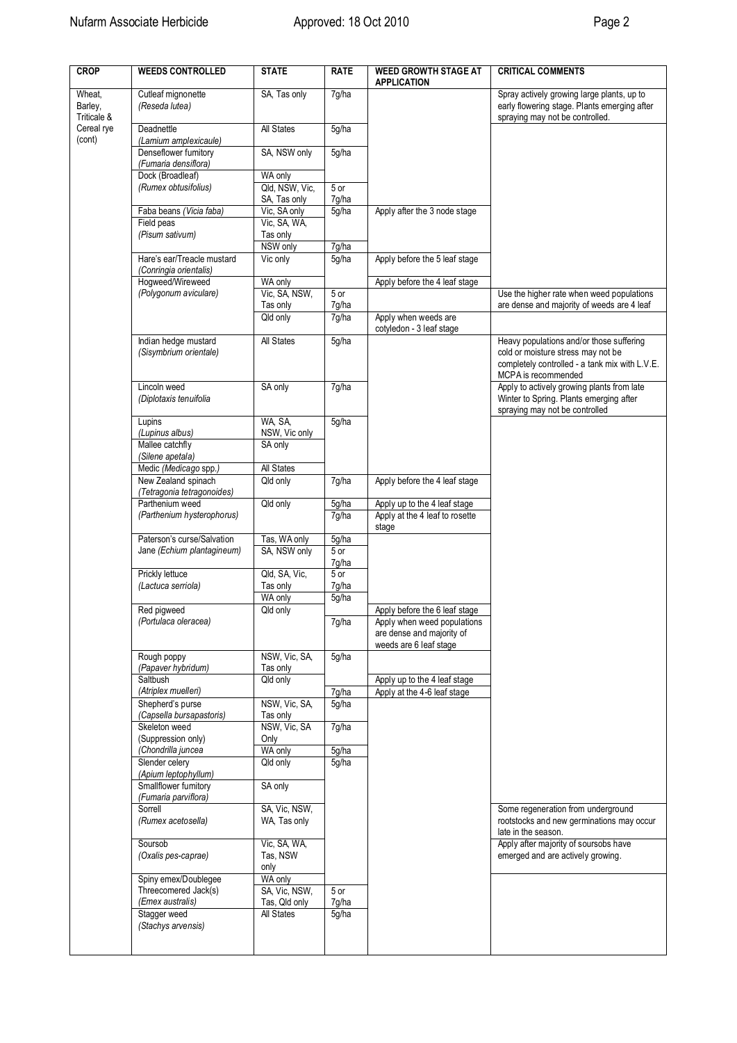| CROP | WEEDS CONTROLLED | STATE | RATE | WEED GROWTH STAGE AT APPLICATION | CRITICAL COMMENTS |
|---|---|---|---|---|---|
| Wheat, Barley, Triticale & Cereal rye (cont) | Cutleaf mignonette *(Reseda lutea)* | SA, Tas only | 7g/ha | | Spray actively growing large plants, up to early flowering stage. Plants emerging after spraying may not be controlled. |
| | Deadnettle *(Lamium amplexicaule)* | All States | 5g/ha | | |
| | Denseflower fumitory *(Fumaria densiflora)* | SA, NSW only | 5g/ha | | |
| | Dock (Broadleaf) *(Rumex obtusifolius)* | WA only | | | |
| | | Qld, NSW, Vic, SA, Tas only | 5 or 7g/ha | | |
| | Faba beans *(Vicia faba)* | Vic, SA only | 5g/ha | Apply after the 3 node stage | |
| | Field peas *(Pisum sativum)* | Vic, SA, WA, Tas only | | | |
| | | NSW only | 7g/ha | | |
| | Hare's ear/Treacle mustard *(Conringia orientalis)* | Vic only | 5g/ha | Apply before the 5 leaf stage | |
| | Hogweed/Wireweed *(Polygonum aviculare)* | WA only | | Apply before the 4 leaf stage | |
| | | Vic, SA, NSW, Tas only | 5 or 7g/ha | | Use the higher rate when weed populations are dense and majority of weeds are 4 leaf |
| | | Qld only | 7g/ha | Apply when weeds are cotyledon - 3 leaf stage | |
| | Indian hedge mustard *(Sisymbrium orientale)* | All States | 5g/ha | | Heavy populations and/or those suffering cold or moisture stress may not be completely controlled - a tank mix with L.V.E. MCPA is recommended |
| | Lincoln weed *(Diplotaxis tenuifolia* | SA only | 7g/ha | | Apply to actively growing plants from late Winter to Spring. Plants emerging after spraying may not be controlled |
| | Lupins *(Lupinus albus)* | WA, SA, NSW, Vic only | 5g/ha | | |
| | Mallee catchfly *(Silene apetala)* | SA only | | | |
| | Medic *(Medicago* spp.) | All States | | | |
| | New Zealand spinach *(Tetragonia tetragonoides)* | Qld only | 7g/ha | Apply before the 4 leaf stage | |
| | Parthenium weed *(Parthenium hysterophorus)* | Qld only | 5g/ha | Apply up to the 4 leaf stage | |
| | | | 7g/ha | Apply at the 4 leaf to rosette stage | |
| | Paterson's curse/Salvation Jane *(Echium plantagineum)* | Tas, WA only | 5g/ha | | |
| | | SA, NSW only | 5 or 7g/ha | | |
| | Prickly lettuce *(Lactuca serriola)* | Qld, SA, Vic, Tas only | 5 or 7g/ha | | |
| | | WA only | 5g/ha | | |
| | Red pigweed *(Portulaca oleracea)* | Qld only | | Apply before the 6 leaf stage | |
| | | | 7g/ha | Apply when weed populations are dense and majority of weeds are 6 leaf stage | |
| | Rough poppy *(Papaver hybridum)* | NSW, Vic, SA, Tas only | 5g/ha | | |
| | Saltbush *(Atriplex muelleri)* | Qld only | | Apply up to the 4 leaf stage | |
| | | | 7g/ha | Apply at the 4-6 leaf stage | |
| | Shepherd's purse *(Capsella bursapastoris)* | NSW, Vic, SA, Tas only | 5g/ha | | |
| | Skeleton weed (Suppression only) *(Chondrilla juncea* | NSW, Vic, SA Only | 7g/ha | | |
| | | WA only | 5g/ha | | |
| | Slender celery *(Apium leptophyllum)* | Qld only | 5g/ha | | |
| | Smallflower fumitory *(Fumaria parviflora)* | SA only | | | |
| | Sorrell *(Rumex acetosella)* | SA, Vic, NSW, WA, Tas only | | | Some regeneration from underground rootstocks and new germinations may occur late in the season. |
| | Soursob *(Oxalis pes-caprae)* | Vic, SA, WA, Tas, NSW only | | | Apply after majority of soursobs have emerged and are actively growing. |
| | Spiny emex/Doublegee Threecornered Jack(s) *(Emex australis)* | WA only | | | |
| | | SA, Vic, NSW, Tas, Qld only | 5 or 7g/ha | | |
| | Stagger weed *(Stachys arvensis)* | All States | 5g/ha | | |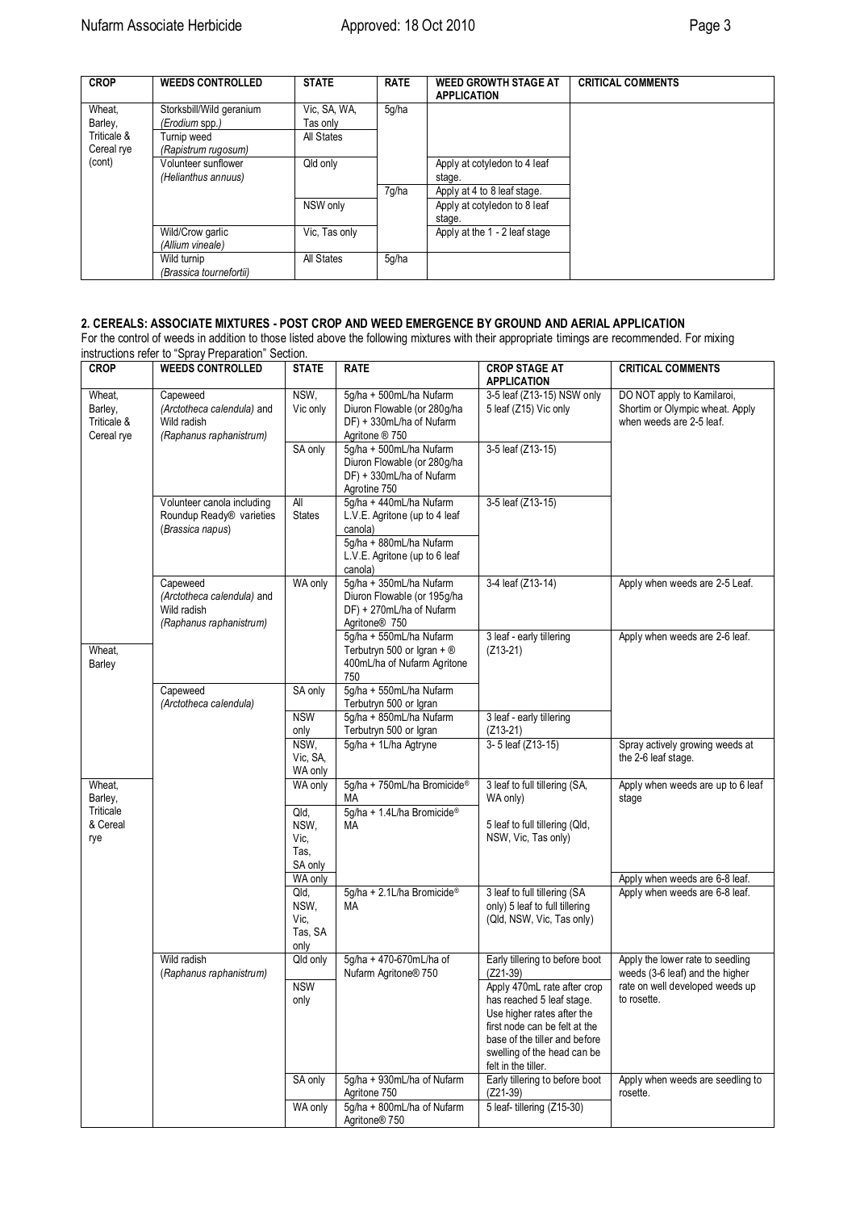| CROP | WEEDS CONTROLLED | STATE | RATE | WEED GROWTH STAGE AT APPLICATION | CRITICAL COMMENTS |
|---|---|---|---|---|---|
| Wheat, Barley, Triticale & Cereal rye (cont) | Storksbill/Wild geranium (*Erodium* spp.) | Vic, SA, WA, Tas only | 5g/ha | | |
| | Turnip weed (*Rapistrum rugosum*) | All States | | | |
| | Volunteer sunflower (*Helianthus annuus*) | Qld only | | Apply at cotyledon to 4 leaf stage. | |
| | | | 7g/ha | Apply at 4 to 8 leaf stage. | |
| | | NSW only | | Apply at cotyledon to 8 leaf stage. | |
| | Wild/Crow garlic (*Allium vineale*) | Vic, Tas only | | Apply at the 1 - 2 leaf stage | |
| | Wild turnip (*Brassica tournefortii*) | All States | 5g/ha | | |

**2. CEREALS: ASSOCIATE MIXTURES - POST CROP AND WEED EMERGENCE BY GROUND AND AERIAL APPLICATION**

For the control of weeds in addition to those listed above the following mixtures with their appropriate timings are recommended. For mixing instructions refer to "Spray Preparation" Section.

| CROP | WEEDS CONTROLLED | STATE | RATE | CROP STAGE AT APPLICATION | CRITICAL COMMENTS |
|---|---|---|---|---|---|
| Wheat, Barley, Triticale & Cereal rye | Capeweed (*Arctotheca calendula*) and Wild radish (*Raphanus raphanistrum*) | NSW, Vic only | 5g/ha + 500mL/ha Nufarm Diuron Flowable (or 280g/ha DF) + 330mL/ha of Nufarm Agritone ® 750 | 3-5 leaf (Z13-15) NSW only 5 leaf (Z15) Vic only | DO NOT apply to Kamilaroi, Shortim or Olympic wheat. Apply when weeds are 2-5 leaf. |
| | | SA only | 5g/ha + 500mL/ha Nufarm Diuron Flowable (or 280g/ha DF) + 330mL/ha of Nufarm Agrotine 750 | 3-5 leaf (Z13-15) | |
| | Volunteer canola including Roundup Ready® varieties (*Brassica napus*) | All States | 5g/ha + 440mL/ha Nufarm L.V.E. Agritone (up to 4 leaf canola) | 3-5 leaf (Z13-15) | |
| | | | 5g/ha + 880mL/ha Nufarm L.V.E. Agritone (up to 6 leaf canola) | | |
| | Capeweed (*Arctotheca calendula*) and Wild radish (*Raphanus raphanistrum*) | WA only | 5g/ha + 350mL/ha Nufarm Diuron Flowable (or 195g/ha DF) + 270mL/ha of Nufarm Agritone® 750 | 3-4 leaf (Z13-14) | Apply when weeds are 2-5 Leaf. |
| Wheat, Barley | | | 5g/ha + 550mL/ha Nufarm Terbutryn 500 or Igran + ® 400mL/ha of Nufarm Agritone 750 | 3 leaf - early tillering (Z13-21) | Apply when weeds are 2-6 leaf. |
| | Capeweed (*Arctotheca calendula*) | SA only | 5g/ha + 550mL/ha Nufarm Terbutryn 500 or Igran | | |
| | | NSW only | 5g/ha + 850mL/ha Nufarm Terbutryn 500 or Igran | 3 leaf - early tillering (Z13-21) | |
| | | NSW, Vic, SA, WA only | 5g/ha + 1L/ha Agtryne | 3- 5 leaf (Z13-15) | Spray actively growing weeds at the 2-6 leaf stage. |
| Wheat, Barley, Triticale & Cereal rye | | WA only | 5g/ha + 750mL/ha Bromicide® MA | 3 leaf to full tillering (SA, WA only) | Apply when weeds are up to 6 leaf stage |
| | | Qld, NSW, Vic, Tas, SA only | 5g/ha + 1.4L/ha Bromicide® MA | 5 leaf to full tillering (Qld, NSW, Vic, Tas only) | |
| | | WA only | | | Apply when weeds are 6-8 leaf. |
| | | Qld, NSW, Vic, Tas, SA only | 5g/ha + 2.1L/ha Bromicide® MA | 3 leaf to full tillering (SA only) 5 leaf to full tillering (Qld, NSW, Vic, Tas only) | Apply when weeds are 6-8 leaf. |
| | Wild radish (*Raphanus raphanistrum*) | Qld only | 5g/ha + 470-670mL/ha of Nufarm Agritone® 750 | Early tillering to before boot (Z21-39) | Apply the lower rate to seedling weeds (3-6 leaf) and the higher rate on well developed weeds up to rosette. |
| | | NSW only | | Apply 470mL rate after crop has reached 5 leaf stage. Use higher rates after the first node can be felt at the base of the tiller and before swelling of the head can be felt in the tiller. | |
| | | SA only | 5g/ha + 930mL/ha of Nufarm Agritone 750 | Early tillering to before boot (Z21-39) | Apply when weeds are seedling to rosette. |
| | | WA only | 5g/ha + 800mL/ha of Nufarm Agritone® 750 | 5 leaf- tillering (Z15-30) | |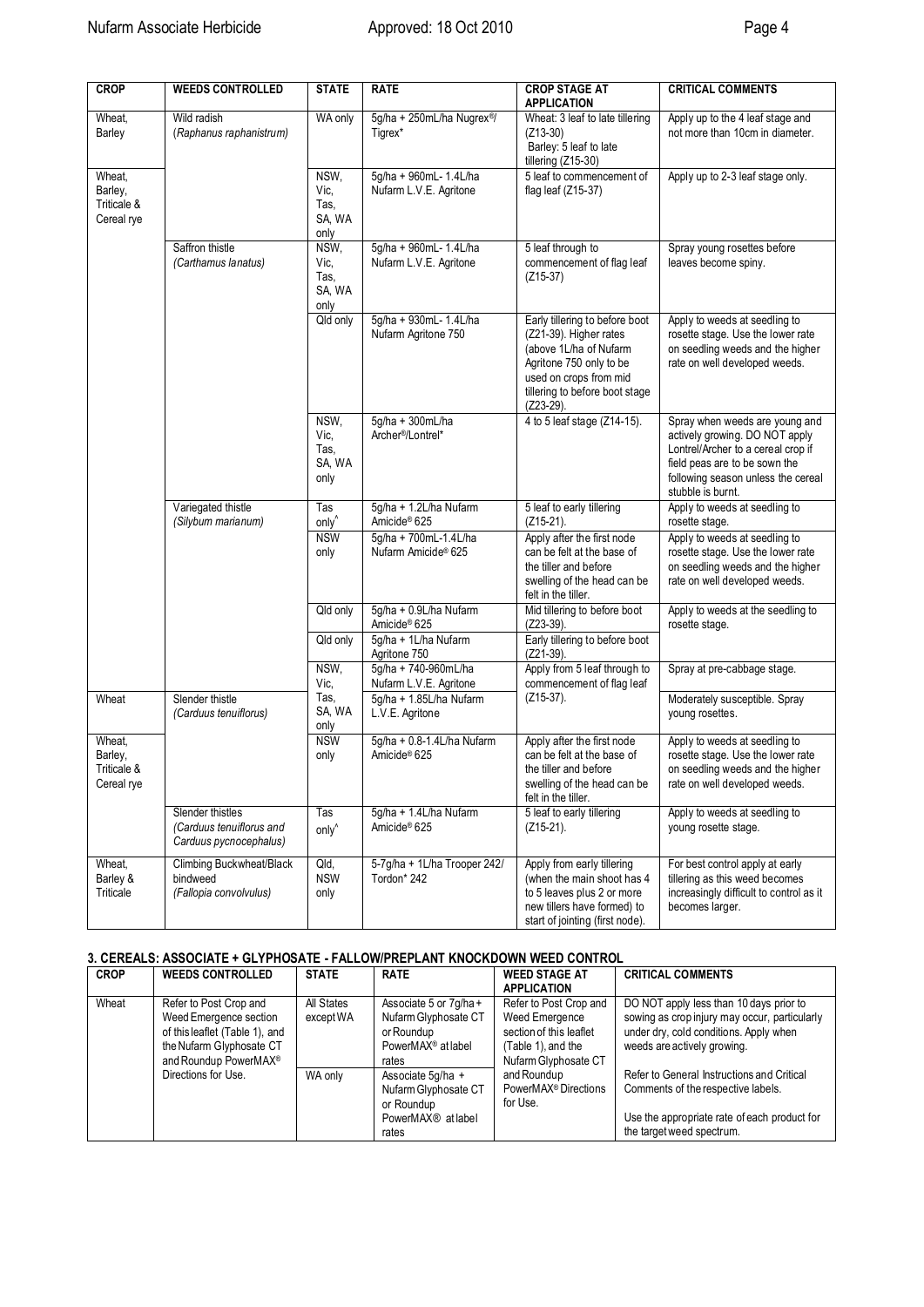| CROP | WEEDS CONTROLLED | STATE | RATE | CROP STAGE AT APPLICATION | CRITICAL COMMENTS |
|---|---|---|---|---|---|
| Wheat, Barley | Wild radish (*Raphanus raphanistrum*) | WA only | 5g/ha + 250mL/ha Nugrex®/ Tigrex* | Wheat: 3 leaf to late tillering (Z13-30) Barley: 5 leaf to late tillering (Z15-30) | Apply up to the 4 leaf stage and not more than 10cm in diameter. |
| Wheat, Barley, Triticale & Cereal rye | | NSW, Vic, Tas, SA, WA only | 5g/ha + 960mL- 1.4L/ha Nufarm L.V.E. Agritone | 5 leaf to commencement of flag leaf (Z15-37) | Apply up to 2-3 leaf stage only. |
| | Saffron thistle (*Carthamus lanatus*) | NSW, Vic, Tas, SA, WA only | 5g/ha + 960mL- 1.4L/ha Nufarm L.V.E. Agritone | 5 leaf through to commencement of flag leaf (Z15-37) | Spray young rosettes before leaves become spiny. |
| | | Qld only | 5g/ha + 930mL- 1.4L/ha Nufarm Agritone 750 | Early tillering to before boot (Z21-39). Higher rates (above 1L/ha of Nufarm Agritone 750 only to be used on crops from mid tillering to before boot stage (Z23-29). | Apply to weeds at seedling to rosette stage. Use the lower rate on seedling weeds and the higher rate on well developed weeds. |
| | | NSW, Vic, Tas, SA, WA only | 5g/ha + 300mL/ha Archer®/Lontrel* | 4 to 5 leaf stage (Z14-15). | Spray when weeds are young and actively growing. DO NOT apply Lontrel/Archer to a cereal crop if field peas are to be sown the following season unless the cereal stubble is burnt. |
| | Variegated thistle (*Silybum marianum*) | Tas only^ | 5g/ha + 1.2L/ha Nufarm Amicide® 625 | 5 leaf to early tillering (Z15-21). | Apply to weeds at seedling to rosette stage. |
| | | NSW only | 5g/ha + 700mL-1.4L/ha Nufarm Amicide® 625 | Apply after the first node can be felt at the base of the tiller and before swelling of the head can be felt in the tiller. | Apply to weeds at seedling to rosette stage. Use the lower rate on seedling weeds and the higher rate on well developed weeds. |
| | | Qld only | 5g/ha + 0.9L/ha Nufarm Amicide® 625 | Mid tillering to before boot (Z23-39). | Apply to weeds at the seedling to rosette stage. |
| | | Qld only | 5g/ha + 1L/ha Nufarm Agritone 750 | Early tillering to before boot (Z21-39). | |
| | | NSW, Vic, Tas, SA, WA only | 5g/ha + 740-960mL/ha Nufarm L.V.E. Agritone | Apply from 5 leaf through to commencement of flag leaf (Z15-37). | Spray at pre-cabbage stage. |
| Wheat | Slender thistle (*Carduus tenuiflorus*) | | 5g/ha + 1.85L/ha Nufarm L.V.E. Agritone | | Moderately susceptible. Spray young rosettes. |
| Wheat, Barley, Triticale & Cereal rye | | NSW only | 5g/ha + 0.8-1.4L/ha Nufarm Amicide® 625 | Apply after the first node can be felt at the base of the tiller and before swelling of the head can be felt in the tiller. | Apply to weeds at seedling to rosette stage. Use the lower rate on seedling weeds and the higher rate on well developed weeds. |
| | Slender thistles (*Carduus tenuiflorus and Carduus pycnocephalus*) | Tas only^ | 5g/ha + 1.4L/ha Nufarm Amicide® 625 | 5 leaf to early tillering (Z15-21). | Apply to weeds at seedling to young rosette stage. |
| Wheat, Barley & Triticale | Climbing Buckwheat/Black bindweed (*Fallopia convolvulus*) | Qld, NSW only | 5-7g/ha + 1L/ha Trooper 242/ Tordon* 242 | Apply from early tillering (when the main shoot has 4 to 5 leaves plus 2 or more new tillers have formed) to start of jointing (first node). | For best control apply at early tillering as this weed becomes increasingly difficult to control as it becomes larger. |

### 3. CEREALS: ASSOCIATE + GLYPHOSATE - FALLOW/PREPLANT KNOCKDOWN WEED CONTROL

| CROP | WEEDS CONTROLLED | STATE | RATE | WEED STAGE AT APPLICATION | CRITICAL COMMENTS |
|---|---|---|---|---|---|
| Wheat | Refer to Post Crop and Weed Emergence section of this leaflet (Table 1), and the Nufarm Glyphosate CT and Roundup PowerMAX® Directions for Use. | All States except WA | Associate 5 or 7g/ha + Nufarm Glyphosate CT or Roundup PowerMAX® at label rates | Refer to Post Crop and Weed Emergence section of this leaflet (Table 1), and the Nufarm Glyphosate CT and Roundup PowerMAX® Directions for Use. | DO NOT apply less than 10 days prior to sowing as crop injury may occur, particularly under dry, cold conditions. Apply when weeds are actively growing. |
| | | WA only | Associate 5g/ha + Nufarm Glyphosate CT or Roundup PowerMAX® at label rates | | Refer to General Instructions and Critical Comments of the respective labels. Use the appropriate rate of each product for the target weed spectrum. |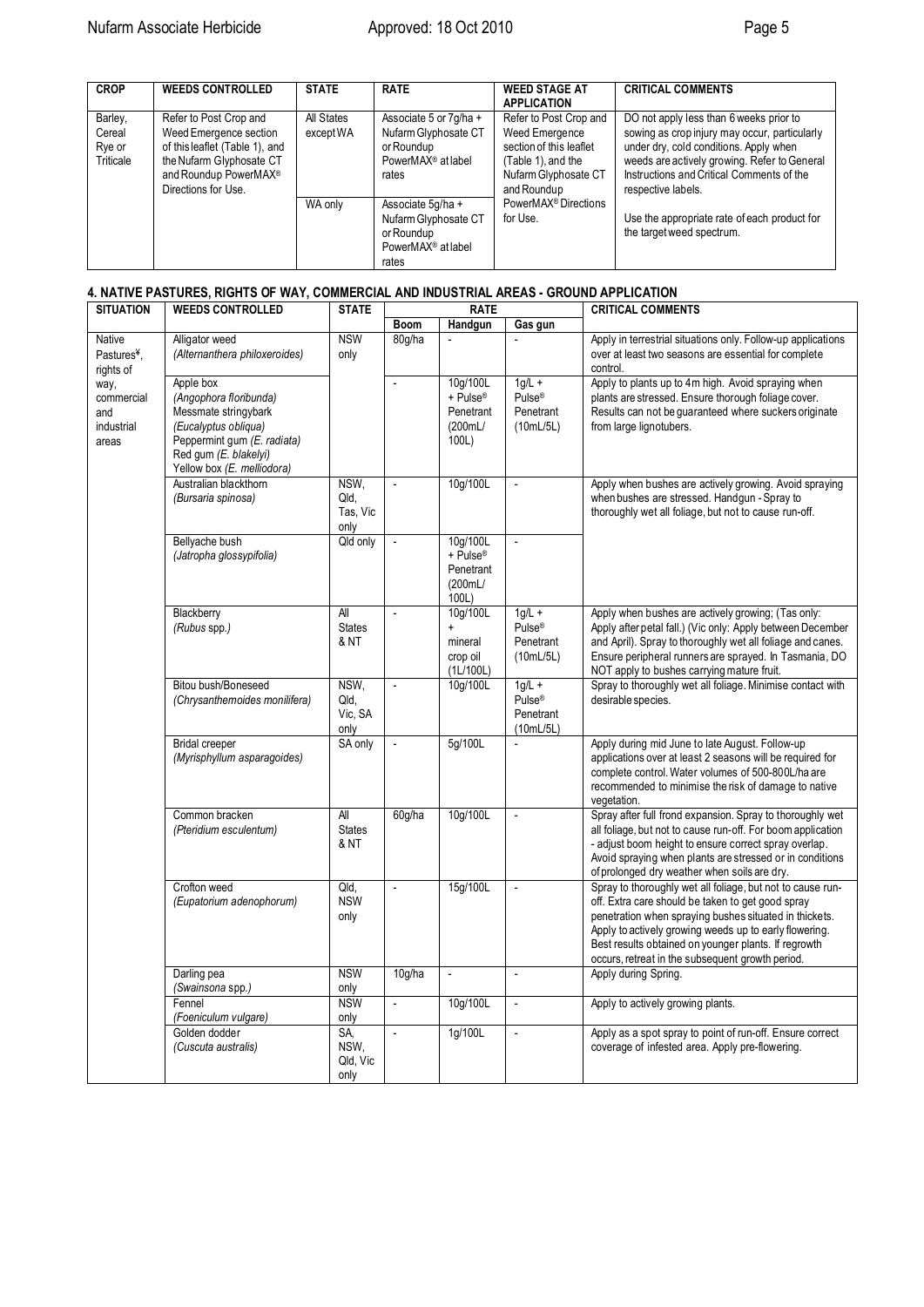| CROP | WEEDS CONTROLLED | STATE | RATE | WEED STAGE AT APPLICATION | CRITICAL COMMENTS |
|---|---|---|---|---|---|
| Barley, Cereal Rye or Triticale | Refer to Post Crop and Weed Emergence section of this leaflet (Table 1), and the Nufarm Glyphosate CT and Roundup PowerMAX® Directions for Use. | All States except WA | Associate 5 or 7g/ha + Nufarm Glyphosate CT or Roundup PowerMAX® at label rates | Refer to Post Crop and Weed Emergence section of this leaflet (Table 1), and the Nufarm Glyphosate CT and Roundup PowerMAX® Directions for Use. | DO not apply less than 6 weeks prior to sowing as crop injury may occur, particularly under dry, cold conditions. Apply when weeds are actively growing. Refer to General Instructions and Critical Comments of the respective labels. |
| | | WA only | Associate 5g/ha + Nufarm Glyphosate CT or Roundup PowerMAX® at label rates | | Use the appropriate rate of each product for the target weed spectrum. |

## 4. NATIVE PASTURES, RIGHTS OF WAY, COMMERCIAL AND INDUSTRIAL AREAS - GROUND APPLICATION

| SITUATION | WEEDS CONTROLLED | STATE | RATE | | | CRITICAL COMMENTS |
|---|---|---|---|---|---|---|
| | | | Boom | Handgun | Gas gun | |
| Native Pastures¥, rights of way, commercial and industrial areas | Alligator weed *(Alternanthera philoxeroides)* | NSW only | 80g/ha | - | - | Apply in terrestrial situations only. Follow-up applications over at least two seasons are essential for complete control. |
| | Apple box *(Angophora floribunda)* Messmate stringybark *(Eucalyptus obliqua)* Peppermint gum *(E. radiata)* Red gum *(E. blakelyi)* Yellow box *(E. melliodora)* | | - | 10g/100L + Pulse® Penetrant (200mL/ 100L) | 1g/L + Pulse® Penetrant (10mL/5L) | Apply to plants up to 4m high. Avoid spraying when plants are stressed. Ensure thorough foliage cover. Results can not be guaranteed where suckers originate from large lignotubers. |
| | Australian blackthorn *(Bursaria spinosa)* | NSW, Qld, Tas, Vic only | - | 10g/100L | - | Apply when bushes are actively growing. Avoid spraying when bushes are stressed. Handgun - Spray to thoroughly wet all foliage, but not to cause run-off. |
| | Bellyache bush *(Jatropha glossypifolia)* | Qld only | - | 10g/100L + Pulse® Penetrant (200mL/ 100L) | - | |
| | Blackberry *(Rubus spp.)* | All States & NT | - | 10g/100L + mineral crop oil (1L/100L) | 1g/L + Pulse® Penetrant (10mL/5L) | Apply when bushes are actively growing; (Tas only: Apply after petal fall.) (Vic only: Apply between December and April). Spray to thoroughly wet all foliage and canes. Ensure peripheral runners are sprayed. In Tasmania, DO NOT apply to bushes carrying mature fruit. |
| | Bitou bush/Boneseed *(Chrysanthemoides monilifera)* | NSW, Qld, Vic, SA only | - | 10g/100L | 1g/L + Pulse® Penetrant (10mL/5L) | Spray to thoroughly wet all foliage. Minimise contact with desirable species. |
| | Bridal creeper *(Myrisphyllum asparagoides)* | SA only | - | 5g/100L | - | Apply during mid June to late August. Follow-up applications over at least 2 seasons will be required for complete control. Water volumes of 500-800L/ha are recommended to minimise the risk of damage to native vegetation. |
| | Common bracken *(Pteridium esculentum)* | All States & NT | 60g/ha | 10g/100L | - | Spray after full frond expansion. Spray to thoroughly wet all foliage, but not to cause run-off. For boom application - adjust boom height to ensure correct spray overlap. Avoid spraying when plants are stressed or in conditions of prolonged dry weather when soils are dry. |
| | Crofton weed *(Eupatorium adenophorum)* | Qld, NSW only | - | 15g/100L | - | Spray to thoroughly wet all foliage, but not to cause run-off. Extra care should be taken to get good spray penetration when spraying bushes situated in thickets. Apply to actively growing weeds up to early flowering. Best results obtained on younger plants. If regrowth occurs, retreat in the subsequent growth period. |
| | Darling pea *(Swainsona spp.)* | NSW only | 10g/ha | - | - | Apply during Spring. |
| | Fennel *(Foeniculum vulgare)* | NSW only | - | 10g/100L | - | Apply to actively growing plants. |
| | Golden dodder *(Cuscuta australis)* | SA, NSW, Qld, Vic only | - | 1g/100L | - | Apply as a spot spray to point of run-off. Ensure correct coverage of infested area. Apply pre-flowering. |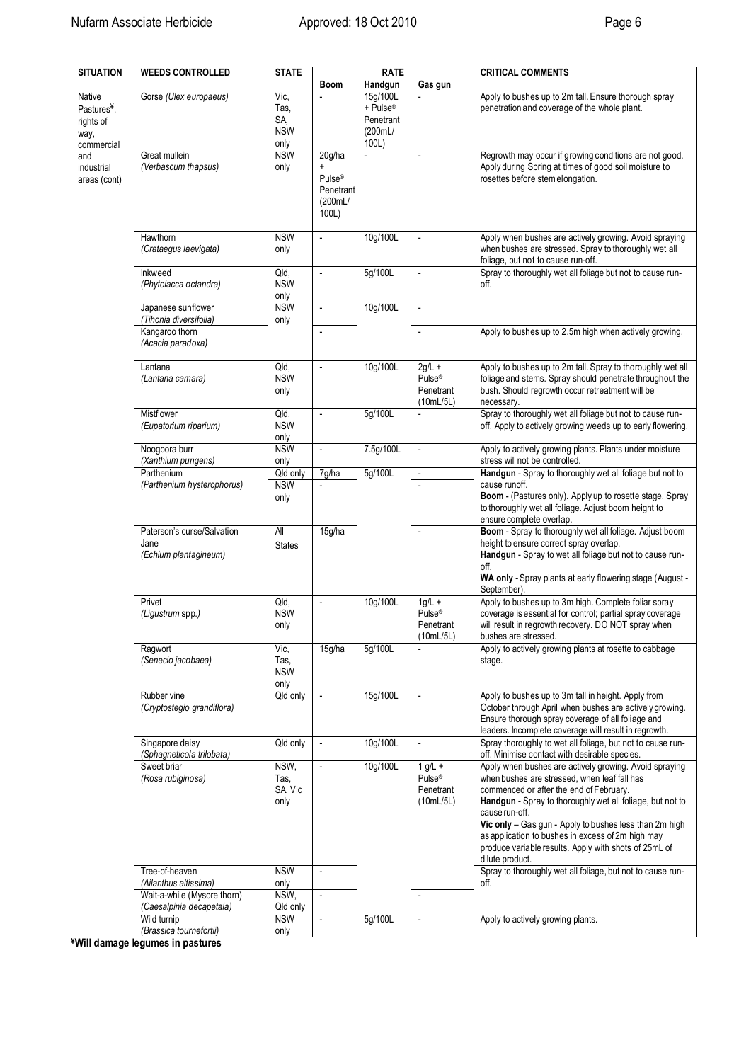| SITUATION | WEEDS CONTROLLED | STATE | RATE | | | CRITICAL COMMENTS |
|---|---|---|---|---|---|---|
| | | | Boom | Handgun | Gas gun | |
| Native Pastures¥, rights of way, commercial and industrial areas (cont) | Gorse (*Ulex europaeus*) | Vic, Tas, SA, NSW only | - | 15g/100L + Pulse® Penetrant (200mL/ 100L) | - | Apply to bushes up to 2m tall. Ensure thorough spray penetration and coverage of the whole plant. |
| | Great mullein (*Verbascum thapsus*) | NSW only | 20g/ha + Pulse® Penetrant (200mL/ 100L) | - | - | Regrowth may occur if growing conditions are not good. Apply during Spring at times of good soil moisture to rosettes before stem elongation. |
| | Hawthorn (*Crataegus laevigata*) | NSW only | - | 10g/100L | - | Apply when bushes are actively growing. Avoid spraying when bushes are stressed. Spray to thoroughly wet all foliage, but not to cause run-off. |
| | Inkweed (*Phytolacca octandra*) | Qld, NSW only | - | 5g/100L | - | Spray to thoroughly wet all foliage but not to cause run-off. |
| | Japanese sunflower (*Tihonia diversifolia*) | NSW only | - | 10g/100L | - | |
| | Kangaroo thorn (*Acacia paradoxa*) | | - | | - | Apply to bushes up to 2.5m high when actively growing. |
| | Lantana (*Lantana camara*) | Qld, NSW only | - | 10g/100L | 2g/L + Pulse® Penetrant (10mL/5L) | Apply to bushes up to 2m tall. Spray to thoroughly wet all foliage and stems. Spray should penetrate throughout the bush. Should regrowth occur retreatment will be necessary. |
| | Mistflower (*Eupatorium riparium*) | Qld, NSW only | - | 5g/100L | - | Spray to thoroughly wet all foliage but not to cause run-off. Apply to actively growing weeds up to early flowering. |
| | Noogoora burr (*Xanthium pungens*) | NSW only | - | 7.5g/100L | - | Apply to actively growing plants. Plants under moisture stress will not be controlled. |
| | Parthenium (*Parthenium hysterophorus*) | Qld only | 7g/ha | 5g/100L | - | **Handgun** - Spray to thoroughly wet all foliage but not to cause runoff. **Boom -** (Pastures only). Apply up to rosette stage. Spray to thoroughly wet all foliage. Adjust boom height to ensure complete overlap. |
| | | NSW only | - | | - | |
| | Paterson's curse/Salvation Jane (*Echium plantagineum*) | All States | 15g/ha | | - | **Boom** - Spray to thoroughly wet all foliage. Adjust boom height to ensure correct spray overlap. **Handgun** - Spray to wet all foliage but not to cause run-off. **WA only** - Spray plants at early flowering stage (August - September). |
| | Privet (*Ligustrum* spp.) | Qld, NSW only | - | 10g/100L | 1g/L + Pulse® Penetrant (10mL/5L) | Apply to bushes up to 3m high. Complete foliar spray coverage is essential for control; partial spray coverage will result in regrowth recovery. DO NOT spray when bushes are stressed. |
| | Ragwort (*Senecio jacobaea*) | Vic, Tas, NSW only | 15g/ha | 5g/100L | - | Apply to actively growing plants at rosette to cabbage stage. |
| | Rubber vine (*Cryptostegio grandiflora*) | Qld only | - | 15g/100L | - | Apply to bushes up to 3m tall in height. Apply from October through April when bushes are actively growing. Ensure thorough spray coverage of all foliage and leaders. Incomplete coverage will result in regrowth. |
| | Singapore daisy (*Sphagneticola trilobata*) | Qld only | - | 10g/100L | - | Spray thoroughly to wet all foliage, but not to cause run-off. Minimise contact with desirable species. |
| | Sweet briar (*Rosa rubiginosa*) | NSW, Tas, SA, Vic only | - | 10g/100L | 1 g/L + Pulse® Penetrant (10mL/5L) | Apply when bushes are actively growing. Avoid spraying when bushes are stressed, when leaf fall has commenced or after the end of February. **Handgun** - Spray to thoroughly wet all foliage, but not to cause run-off. **Vic only** – Gas gun - Apply to bushes less than 2m high as application to bushes in excess of 2m high may produce variable results. Apply with shots of 25mL of dilute product. |
| | Tree-of-heaven (*Ailanthus altissima*) | NSW only | - | | | Spray to thoroughly wet all foliage, but not to cause run-off. |
| | Wait-a-while (Mysore thorn) (*Caesalpinia decapetala*) | NSW, Qld only | - | | - | |
| | Wild turnip (*Brassica tournefortii*) | NSW only | - | 5g/100L | - | Apply to actively growing plants. |

**¥Will damage legumes in pastures**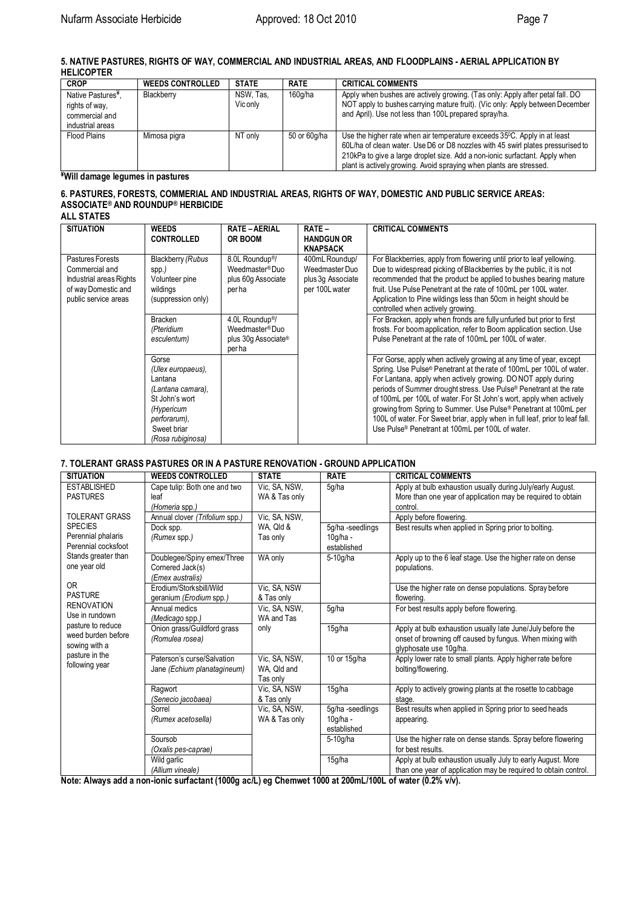## 5. NATIVE PASTURES, RIGHTS OF WAY, COMMERCIAL AND INDUSTRIAL AREAS, AND FLOODPLAINS - AERIAL APPLICATION BY HELICOPTER

| CROP | WEEDS CONTROLLED | STATE | RATE | CRITICAL COMMENTS |
|---|---|---|---|---|
| Native Pastures[¥], rights of way, commercial and industrial areas | Blackberry | NSW, Tas, Vic only | 160g/ha | Apply when bushes are actively growing. (Tas only: Apply after petal fall. DO NOT apply to bushes carrying mature fruit). (Vic only: Apply between December and April). Use not less than 100L prepared spray/ha. |
| Flood Plains | Mimosa pigra | NT only | 50 or 60g/ha | Use the higher rate when air temperature exceeds 35$^0$C. Apply in at least 60L/ha of clean water. Use D6 or D8 nozzles with 45 swirl plates pressurised to 210kPa to give a large droplet size. Add a non-ionic surfactant. Apply when plant is actively growing. Avoid spraying when plants are stressed. |

**[¥]Will damage legumes in pastures**

## 6. PASTURES, FORESTS, COMMERIAL AND INDUSTRIAL AREAS, RIGHTS OF WAY, DOMESTIC AND PUBLIC SERVICE AREAS: ASSOCIATE® AND ROUNDUP® HERBICIDE

**ALL STATES**

| SITUATION | WEEDS CONTROLLED | RATE – AERIAL OR BOOM | RATE – HANDGUN OR KNAPSACK | CRITICAL COMMENTS |
|---|---|---|---|---|
| Pastures Forests Commercial and Industrial areas Rights of way Domestic and public service areas | Blackberry *(Rubus spp.)* Volunteer pine wildings (suppression only) | 8.0L Roundup®/ Weedmaster® Duo plus 60g Associate per ha | 400mL Roundup/ Weedmaster Duo plus 3g Associate per 100L water | For Blackberries, apply from flowering until prior to leaf yellowing. Due to widespread picking of Blackberries by the public, it is not recommended that the product be applied to bushes bearing mature fruit. Use Pulse Penetrant at the rate of 100mL per 100L water. Application to Pine wildings less than 50cm in height should be controlled when actively growing. |
| | Bracken *(Pteridium esculentum)* | 4.0L Roundup®/ Weedmaster® Duo plus 30g Associate® per ha | | For Bracken, apply when fronds are fully unfurled but prior to first frosts. For boom application, refer to Boom application section. Use Pulse Penetrant at the rate of 100mL per 100L of water. |
| | Gorse *(Ulex europaeus)*, Lantana *(Lantana camara)*, St John's wort *(Hypericum perforarum)*, Sweet briar *(Rosa rubiginosa)* | | | For Gorse, apply when actively growing at any time of year, except Spring. Use Pulse® Penetrant at the rate of 100mL per 100L of water. For Lantana, apply when actively growing. DO NOT apply during periods of Summer drought stress. Use Pulse® Penetrant at the rate of 100mL per 100L of water. For St John's wort, apply when actively growing from Spring to Summer. Use Pulse® Penetrant at 100mL per 100L of water. For Sweet briar, apply when in full leaf, prior to leaf fall. Use Pulse® Penetrant at 100mL per 100L of water. |

## 7. TOLERANT GRASS PASTURES OR IN A PASTURE RENOVATION - GROUND APPLICATION

| SITUATION | WEEDS CONTROLLED | STATE | RATE | CRITICAL COMMENTS |
|---|---|---|---|---|
| ESTABLISHED PASTURES TOLERANT GRASS SPECIES Perennial phalaris Perennial cocksfoot Stands greater than one year old OR PASTURE RENOVATION Use in rundown pasture to reduce weed burden before sowing with a pasture in the following year | Cape tulip: Both one and two leaf *(Homeria spp.)* | Vic, SA, NSW, WA & Tas only | 5g/ha | Apply at bulb exhaustion usually during July/early August. More than one year of application may be required to obtain control. |
| | Annual clover *(Trifolium spp.)* | Vic, SA, NSW, WA, Qld & Tas only | | Apply before flowering. |
| | Dock spp. *(Rumex spp.)* | | 5g/ha -seedlings 10g/ha - established | Best results when applied in Spring prior to bolting. |
| | Doublegee/Spiny emex/Three Cornered Jack(s) *(Emex australis)* | WA only | 5-10g/ha | Apply up to the 6 leaf stage. Use the higher rate on dense populations. |
| | Erodium/Storksbill/Wild geranium *(Erodium spp.)* | Vic, SA, NSW & Tas only | | Use the higher rate on dense populations. Spray before flowering. |
| | Annual medics *(Medicago spp.)* | Vic, SA, NSW, WA and Tas only | 5g/ha | For best results apply before flowering. |
| | Onion grass/Guildford grass *(Romulea rosea)* | | 15g/ha | Apply at bulb exhaustion usually late June/July before the onset of browning off caused by fungus. When mixing with glyphosate use 10g/ha. |
| | Paterson's curse/Salvation Jane *(Echium planatagineum)* | Vic, SA, NSW, WA, Qld and Tas only | 10 or 15g/ha | Apply lower rate to small plants. Apply higher rate before bolting/flowering. |
| | Ragwort *(Senecio jacobaea)* | Vic, SA, NSW & Tas only | 15g/ha | Apply to actively growing plants at the rosette to cabbage stage. |
| | Sorrel *(Rumex acetosella)* | Vic, SA, NSW, WA & Tas only | 5g/ha -seedlings 10g/ha - established | Best results when applied in Spring prior to seed heads appearing. |
| | Soursob *(Oxalis pes-caprae)* | | 5-10g/ha | Use the higher rate on dense stands. Spray before flowering for best results. |
| | Wild garlic *(Allium vineale)* | | 15g/ha | Apply at bulb exhaustion usually July to early August. More than one year of application may be required to obtain control. |

**Note: Always add a non-ionic surfactant (1000g ac/L) eg Chemwet 1000 at 200mL/100L of water (0.2% v/v).**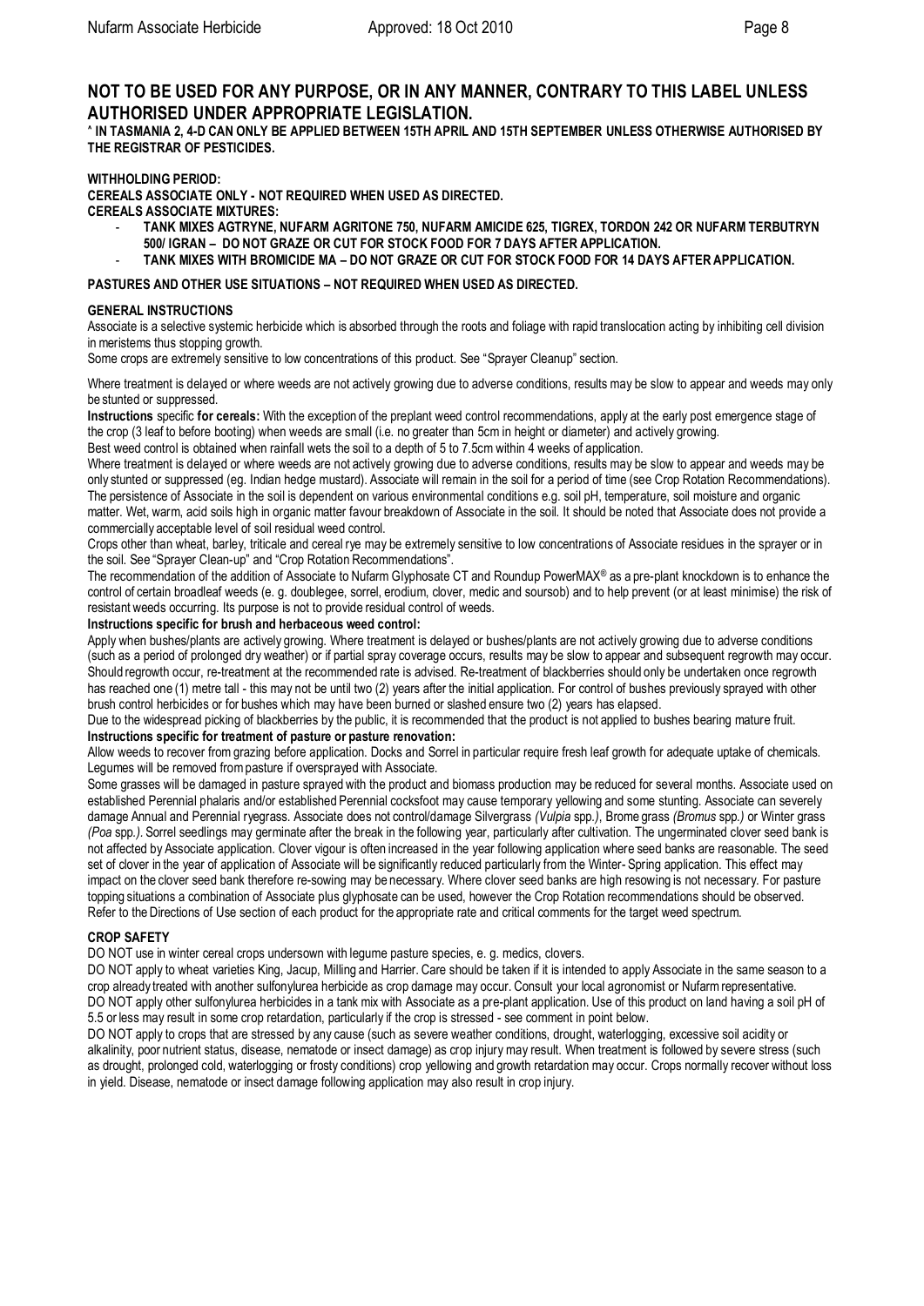## NOT TO BE USED FOR ANY PURPOSE, OR IN ANY MANNER, CONTRARY TO THIS LABEL UNLESS AUTHORISED UNDER APPROPRIATE LEGISLATION.

**^ IN TASMANIA 2, 4-D CAN ONLY BE APPLIED BETWEEN 15TH APRIL AND 15TH SEPTEMBER UNLESS OTHERWISE AUTHORISED BY THE REGISTRAR OF PESTICIDES.**

**WITHHOLDING PERIOD:**

**CEREALS ASSOCIATE ONLY - NOT REQUIRED WHEN USED AS DIRECTED.**

**CEREALS ASSOCIATE MIXTURES:**

- **TANK MIXES AGTRYNE, NUFARM AGRITONE 750, NUFARM AMICIDE 625, TIGREX, TORDON 242 OR NUFARM TERBUTRYN 500/ IGRAN – DO NOT GRAZE OR CUT FOR STOCK FOOD FOR 7 DAYS AFTER APPLICATION.**
- **TANK MIXES WITH BROMICIDE MA – DO NOT GRAZE OR CUT FOR STOCK FOOD FOR 14 DAYS AFTER APPLICATION.**

**PASTURES AND OTHER USE SITUATIONS – NOT REQUIRED WHEN USED AS DIRECTED.**

### GENERAL INSTRUCTIONS

Associate is a selective systemic herbicide which is absorbed through the roots and foliage with rapid translocation acting by inhibiting cell division in meristems thus stopping growth.

Some crops are extremely sensitive to low concentrations of this product. See "Sprayer Cleanup" section.

Where treatment is delayed or where weeds are not actively growing due to adverse conditions, results may be slow to appear and weeds may only be stunted or suppressed.

**Instructions** specific **for cereals:** With the exception of the preplant weed control recommendations, apply at the early post emergence stage of the crop (3 leaf to before booting) when weeds are small (i.e. no greater than 5cm in height or diameter) and actively growing.

Best weed control is obtained when rainfall wets the soil to a depth of 5 to 7.5cm within 4 weeks of application.

Where treatment is delayed or where weeds are not actively growing due to adverse conditions, results may be slow to appear and weeds may be only stunted or suppressed (eg. Indian hedge mustard). Associate will remain in the soil for a period of time (see Crop Rotation Recommendations). The persistence of Associate in the soil is dependent on various environmental conditions e.g. soil pH, temperature, soil moisture and organic matter. Wet, warm, acid soils high in organic matter favour breakdown of Associate in the soil. It should be noted that Associate does not provide a commercially acceptable level of soil residual weed control.

Crops other than wheat, barley, triticale and cereal rye may be extremely sensitive to low concentrations of Associate residues in the sprayer or in the soil. See "Sprayer Clean-up" and "Crop Rotation Recommendations".

The recommendation of the addition of Associate to Nufarm Glyphosate CT and Roundup PowerMAX® as a pre-plant knockdown is to enhance the control of certain broadleaf weeds (e. g. doublegee, sorrel, erodium, clover, medic and soursob) and to help prevent (or at least minimise) the risk of resistant weeds occurring. Its purpose is not to provide residual control of weeds.

**Instructions specific for brush and herbaceous weed control:**

Apply when bushes/plants are actively growing. Where treatment is delayed or bushes/plants are not actively growing due to adverse conditions (such as a period of prolonged dry weather) or if partial spray coverage occurs, results may be slow to appear and subsequent regrowth may occur. Should regrowth occur, re-treatment at the recommended rate is advised. Re-treatment of blackberries should only be undertaken once regrowth has reached one (1) metre tall - this may not be until two (2) years after the initial application. For control of bushes previously sprayed with other brush control herbicides or for bushes which may have been burned or slashed ensure two (2) years has elapsed.

Due to the widespread picking of blackberries by the public, it is recommended that the product is not applied to bushes bearing mature fruit.

**Instructions specific for treatment of pasture or pasture renovation:**

Allow weeds to recover from grazing before application. Docks and Sorrel in particular require fresh leaf growth for adequate uptake of chemicals. Legumes will be removed from pasture if oversprayed with Associate.

Some grasses will be damaged in pasture sprayed with the product and biomass production may be reduced for several months. Associate used on established Perennial phalaris and/or established Perennial cocksfoot may cause temporary yellowing and some stunting. Associate can severely damage Annual and Perennial ryegrass. Associate does not control/damage Silvergrass *(Vulpia* spp.*)*, Brome grass *(Bromus* spp.*)* or Winter grass *(Poa* spp.*)*. Sorrel seedlings may germinate after the break in the following year, particularly after cultivation. The ungerminated clover seed bank is not affected by Associate application. Clover vigour is often increased in the year following application where seed banks are reasonable. The seed set of clover in the year of application of Associate will be significantly reduced particularly from the Winter- Spring application. This effect may impact on the clover seed bank therefore re-sowing may be necessary. Where clover seed banks are high resowing is not necessary. For pasture topping situations a combination of Associate plus glyphosate can be used, however the Crop Rotation recommendations should be observed. Refer to the Directions of Use section of each product for the appropriate rate and critical comments for the target weed spectrum.

### CROP SAFETY

DO NOT use in winter cereal crops undersown with legume pasture species, e. g. medics, clovers.

DO NOT apply to wheat varieties King, Jacup, Milling and Harrier. Care should be taken if it is intended to apply Associate in the same season to a crop already treated with another sulfonylurea herbicide as crop damage may occur. Consult your local agronomist or Nufarm representative.

DO NOT apply other sulfonylurea herbicides in a tank mix with Associate as a pre-plant application. Use of this product on land having a soil pH of 5.5 or less may result in some crop retardation, particularly if the crop is stressed - see comment in point below.

DO NOT apply to crops that are stressed by any cause (such as severe weather conditions, drought, waterlogging, excessive soil acidity or alkalinity, poor nutrient status, disease, nematode or insect damage) as crop injury may result. When treatment is followed by severe stress (such as drought, prolonged cold, waterlogging or frosty conditions) crop yellowing and growth retardation may occur. Crops normally recover without loss in yield. Disease, nematode or insect damage following application may also result in crop injury.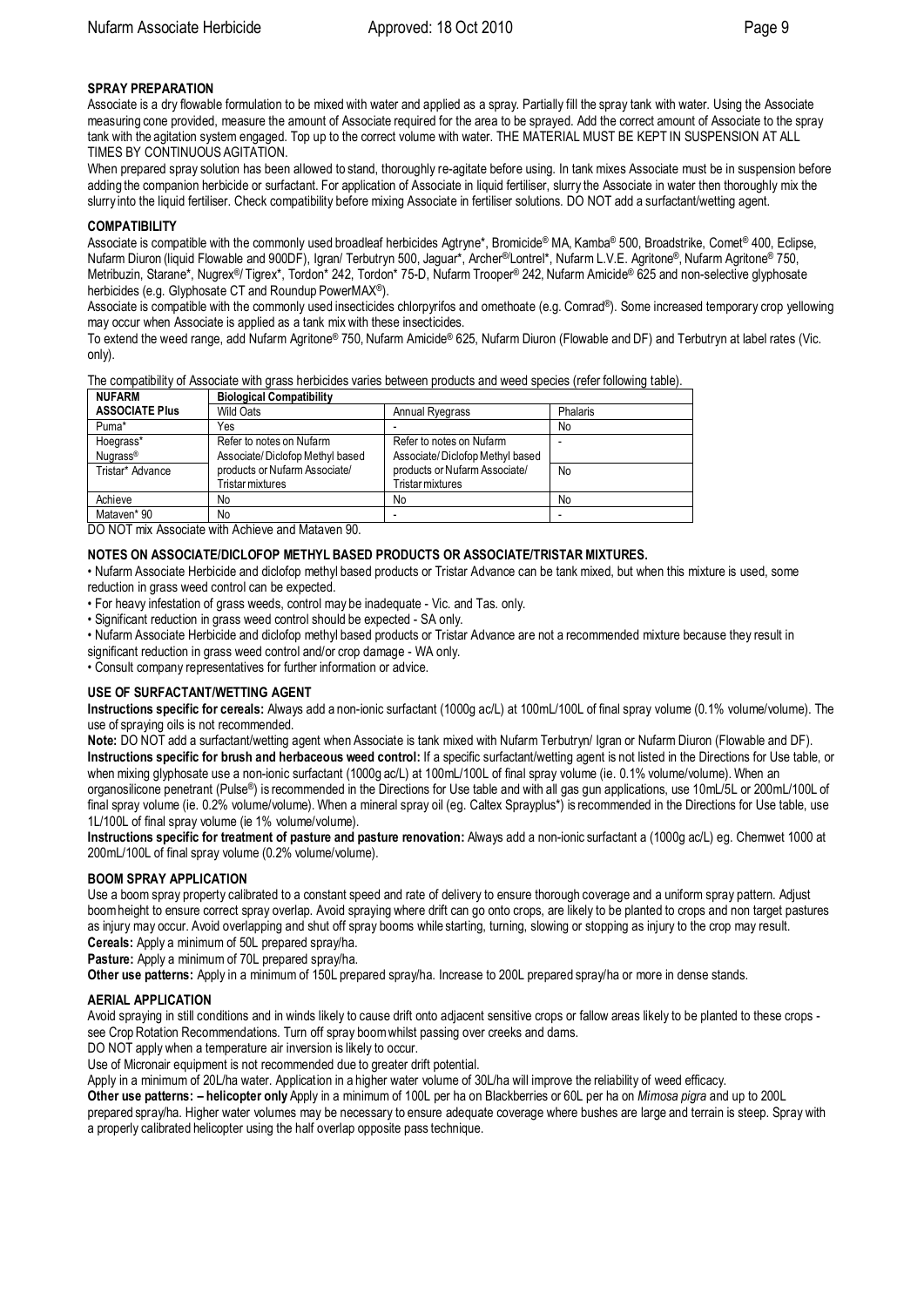## SPRAY PREPARATION

Associate is a dry flowable formulation to be mixed with water and applied as a spray. Partially fill the spray tank with water. Using the Associate measuring cone provided, measure the amount of Associate required for the area to be sprayed. Add the correct amount of Associate to the spray tank with the agitation system engaged. Top up to the correct volume with water. THE MATERIAL MUST BE KEPT IN SUSPENSION AT ALL TIMES BY CONTINUOUS AGITATION.

When prepared spray solution has been allowed to stand, thoroughly re-agitate before using. In tank mixes Associate must be in suspension before adding the companion herbicide or surfactant. For application of Associate in liquid fertiliser, slurry the Associate in water then thoroughly mix the slurry into the liquid fertiliser. Check compatibility before mixing Associate in fertiliser solutions. DO NOT add a surfactant/wetting agent.

## COMPATIBILITY

Associate is compatible with the commonly used broadleaf herbicides Agtryne*, Bromicide® MA, Kamba® 500, Broadstrike, Comet® 400, Eclipse, Nufarm Diuron (liquid Flowable and 900DF), Igran/ Terbutryn 500, Jaguar*, Archer®/Lontrel*, Nufarm L.V.E. Agritone®, Nufarm Agritone® 750, Metribuzin, Starane*, Nugrex®/ Tigrex*, Tordon* 242, Tordon* 75-D, Nufarm Trooper® 242, Nufarm Amicide® 625 and non-selective glyphosate herbicides (e.g. Glyphosate CT and Roundup PowerMAX®).

Associate is compatible with the commonly used insecticides chlorpyrifos and omethoate (e.g. Comrad®). Some increased temporary crop yellowing may occur when Associate is applied as a tank mix with these insecticides.

To extend the weed range, add Nufarm Agritone® 750, Nufarm Amicide® 625, Nufarm Diuron (Flowable and DF) and Terbutryn at label rates (Vic. only).

The compatibility of Associate with grass herbicides varies between products and weed species (refer following table).

| NUFARM ASSOCIATE Plus | Biological Compatibility | | |
|---|---|---|---|
| | Wild Oats | Annual Ryegrass | Phalaris |
| Puma* | Yes | - | No |
| Hoegrass* Nugrass® | Refer to notes on Nufarm Associate/ Diclofop Methyl based products or Nufarm Associate/ Tristar mixtures | Refer to notes on Nufarm Associate/ Diclofop Methyl based products or Nufarm Associate/ Tristar mixtures | - |
| Tristar* Advance | | | No |
| Achieve | No | No | No |
| Mataven* 90 | No | - | - |

DO NOT mix Associate with Achieve and Mataven 90.

### NOTES ON ASSOCIATE/DICLOFOP METHYL BASED PRODUCTS OR ASSOCIATE/TRISTAR MIXTURES.

- Nufarm Associate Herbicide and diclofop methyl based products or Tristar Advance can be tank mixed, but when this mixture is used, some reduction in grass weed control can be expected.
- For heavy infestation of grass weeds, control may be inadequate - Vic. and Tas. only.
- Significant reduction in grass weed control should be expected - SA only.
- Nufarm Associate Herbicide and diclofop methyl based products or Tristar Advance are not a recommended mixture because they result in significant reduction in grass weed control and/or crop damage - WA only.
- Consult company representatives for further information or advice.

## USE OF SURFACTANT/WETTING AGENT

**Instructions specific for cereals:** Always add a non-ionic surfactant (1000g ac/L) at 100mL/100L of final spray volume (0.1% volume/volume). The use of spraying oils is not recommended.

**Note:** DO NOT add a surfactant/wetting agent when Associate is tank mixed with Nufarm Terbutryn/ Igran or Nufarm Diuron (Flowable and DF).

**Instructions specific for brush and herbaceous weed control:** If a specific surfactant/wetting agent is not listed in the Directions for Use table, or when mixing glyphosate use a non-ionic surfactant (1000g ac/L) at 100mL/100L of final spray volume (ie. 0.1% volume/volume). When an organosilicone penetrant (Pulse®) is recommended in the Directions for Use table and with all gas gun applications, use 10mL/5L or 200mL/100L of final spray volume (ie. 0.2% volume/volume). When a mineral spray oil (eg. Caltex Sprayplus*) is recommended in the Directions for Use table, use 1L/100L of final spray volume (ie 1% volume/volume).

**Instructions specific for treatment of pasture and pasture renovation:** Always add a non-ionic surfactant a (1000g ac/L) eg. Chemwet 1000 at 200mL/100L of final spray volume (0.2% volume/volume).

## BOOM SPRAY APPLICATION

Use a boom spray property calibrated to a constant speed and rate of delivery to ensure thorough coverage and a uniform spray pattern. Adjust boom height to ensure correct spray overlap. Avoid spraying where drift can go onto crops, are likely to be planted to crops and non target pastures as injury may occur. Avoid overlapping and shut off spray booms while starting, turning, slowing or stopping as injury to the crop may result.

**Cereals:** Apply a minimum of 50L prepared spray/ha.

**Pasture:** Apply a minimum of 70L prepared spray/ha.

**Other use patterns:** Apply in a minimum of 150L prepared spray/ha. Increase to 200L prepared spray/ha or more in dense stands.

## AERIAL APPLICATION

Avoid spraying in still conditions and in winds likely to cause drift onto adjacent sensitive crops or fallow areas likely to be planted to these crops - see Crop Rotation Recommendations. Turn off spray boom whilst passing over creeks and dams.

DO NOT apply when a temperature air inversion is likely to occur.

Use of Micronair equipment is not recommended due to greater drift potential.

Apply in a minimum of 20L/ha water. Application in a higher water volume of 30L/ha will improve the reliability of weed efficacy.

**Other use patterns: – helicopter only** Apply in a minimum of 100L per ha on Blackberries or 60L per ha on *Mimosa pigra* and up to 200L prepared spray/ha. Higher water volumes may be necessary to ensure adequate coverage where bushes are large and terrain is steep. Spray with a properly calibrated helicopter using the half overlap opposite pass technique.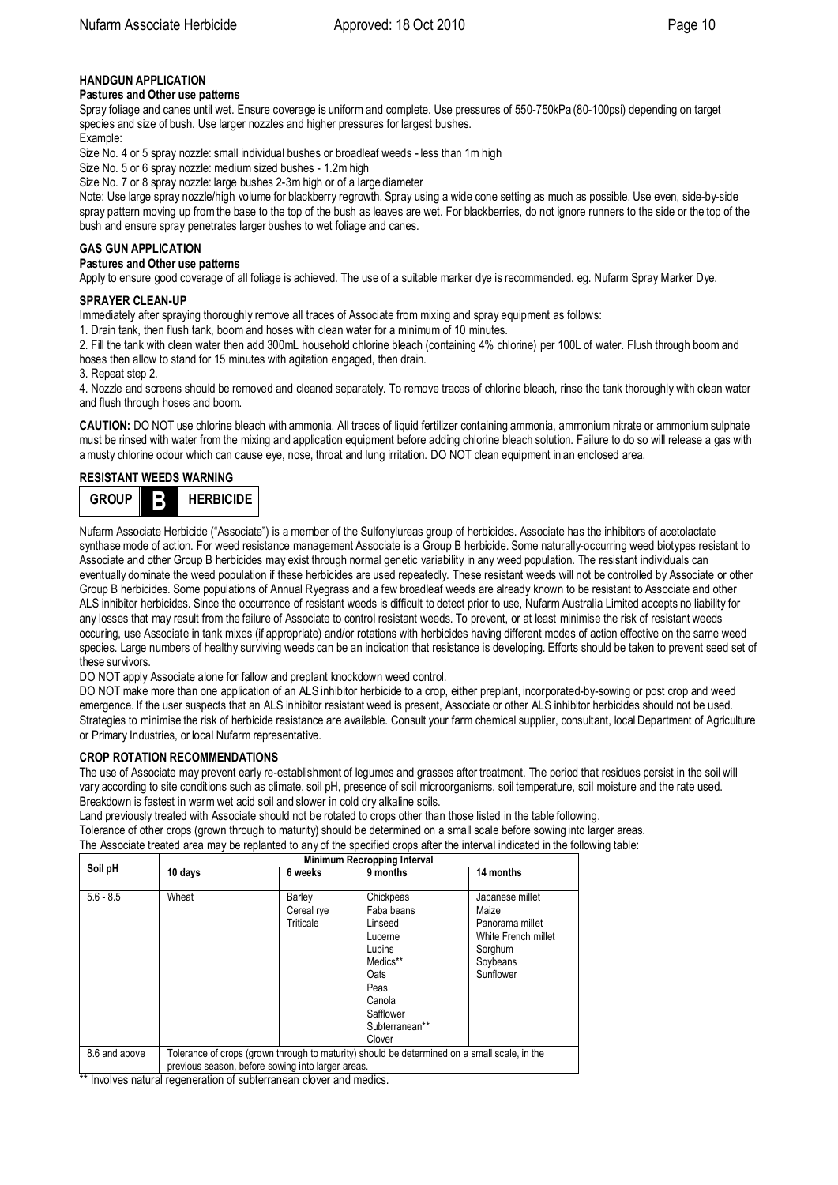### HANDGUN APPLICATION

**Pastures and Other use patterns**

Spray foliage and canes until wet. Ensure coverage is uniform and complete. Use pressures of 550-750kPa (80-100psi) depending on target species and size of bush. Use larger nozzles and higher pressures for largest bushes.

Example:

Size No. 4 or 5 spray nozzle: small individual bushes or broadleaf weeds - less than 1m high

Size No. 5 or 6 spray nozzle: medium sized bushes - 1.2m high

Size No. 7 or 8 spray nozzle: large bushes 2-3m high or of a large diameter

Note: Use large spray nozzle/high volume for blackberry regrowth. Spray using a wide cone setting as much as possible. Use even, side-by-side spray pattern moving up from the base to the top of the bush as leaves are wet. For blackberries, do not ignore runners to the side or the top of the bush and ensure spray penetrates larger bushes to wet foliage and canes.

### GAS GUN APPLICATION

**Pastures and Other use patterns**

Apply to ensure good coverage of all foliage is achieved. The use of a suitable marker dye is recommended. eg. Nufarm Spray Marker Dye.

### SPRAYER CLEAN-UP

Immediately after spraying thoroughly remove all traces of Associate from mixing and spray equipment as follows:

1. Drain tank, then flush tank, boom and hoses with clean water for a minimum of 10 minutes.
2. Fill the tank with clean water then add 300mL household chlorine bleach (containing 4% chlorine) per 100L of water. Flush through boom and hoses then allow to stand for 15 minutes with agitation engaged, then drain.
3. Repeat step 2.
4. Nozzle and screens should be removed and cleaned separately. To remove traces of chlorine bleach, rinse the tank thoroughly with clean water and flush through hoses and boom.

**CAUTION:** DO NOT use chlorine bleach with ammonia. All traces of liquid fertilizer containing ammonia, ammonium nitrate or ammonium sulphate must be rinsed with water from the mixing and application equipment before adding chlorine bleach solution. Failure to do so will release a gas with a musty chlorine odour which can cause eye, nose, throat and lung irritation. DO NOT clean equipment in an enclosed area.

### RESISTANT WEEDS WARNING

**GROUP B HERBICIDE**

Nufarm Associate Herbicide ("Associate") is a member of the Sulfonylureas group of herbicides. Associate has the inhibitors of acetolactate synthase mode of action. For weed resistance management Associate is a Group B herbicide. Some naturally-occurring weed biotypes resistant to Associate and other Group B herbicides may exist through normal genetic variability in any weed population. The resistant individuals can eventually dominate the weed population if these herbicides are used repeatedly. These resistant weeds will not be controlled by Associate or other Group B herbicides. Some populations of Annual Ryegrass and a few broadleaf weeds are already known to be resistant to Associate and other ALS inhibitor herbicides. Since the occurrence of resistant weeds is difficult to detect prior to use, Nufarm Australia Limited accepts no liability for any losses that may result from the failure of Associate to control resistant weeds. To prevent, or at least minimise the risk of resistant weeds occuring, use Associate in tank mixes (if appropriate) and/or rotations with herbicides having different modes of action effective on the same weed species. Large numbers of healthy surviving weeds can be an indication that resistance is developing. Efforts should be taken to prevent seed set of these survivors.

DO NOT apply Associate alone for fallow and preplant knockdown weed control.

DO NOT make more than one application of an ALS inhibitor herbicide to a crop, either preplant, incorporated-by-sowing or post crop and weed emergence. If the user suspects that an ALS inhibitor resistant weed is present, Associate or other ALS inhibitor herbicides should not be used. Strategies to minimise the risk of herbicide resistance are available. Consult your farm chemical supplier, consultant, local Department of Agriculture or Primary Industries, or local Nufarm representative.

### CROP ROTATION RECOMMENDATIONS

The use of Associate may prevent early re-establishment of legumes and grasses after treatment. The period that residues persist in the soil will vary according to site conditions such as climate, soil pH, presence of soil microorganisms, soil temperature, soil moisture and the rate used. Breakdown is fastest in warm wet acid soil and slower in cold dry alkaline soils.

Land previously treated with Associate should not be rotated to crops other than those listed in the table following.

Tolerance of other crops (grown through to maturity) should be determined on a small scale before sowing into larger areas.

The Associate treated area may be replanted to any of the specified crops after the interval indicated in the following table:

| Soil pH | Minimum Recropping Interval | | | |
|---|---|---|---|---|
| | 10 days | 6 weeks | 9 months | 14 months |
| 5.6 - 8.5 | Wheat | Barley<br>Cereal rye<br>Triticale | Chickpeas<br>Faba beans<br>Linseed<br>Lucerne<br>Lupins<br>Medics**<br>Oats<br>Peas<br>Canola<br>Safflower<br>Subterranean** Clover | Japanese millet<br>Maize<br>Panorama millet<br>White French millet<br>Sorghum<br>Soybeans<br>Sunflower |
| 8.6 and above | Tolerance of crops (grown through to maturity) should be determined on a small scale, in the previous season, before sowing into larger areas. | | | |

** Involves natural regeneration of subterranean clover and medics.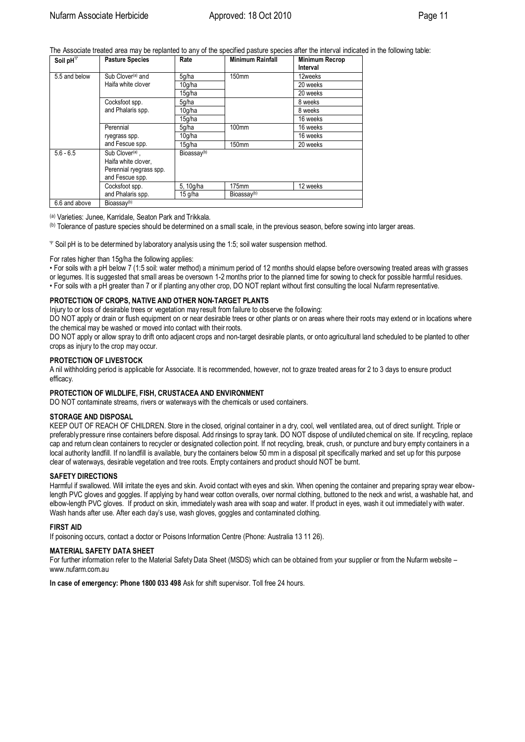The Associate treated area may be replanted to any of the specified pasture species after the interval indicated in the following table:

| Soil pH[Ψ] | Pasture Species | Rate | Minimum Rainfall | Minimum Recrop Interval |
|---|---|---|---|---|
| 5.5 and below | Sub Clover[(a)] and Haifa white clover | 5g/ha | 150mm | 12weeks |
| | | 10g/ha | | 20 weeks |
| | | 15g/ha | | 20 weeks |
| | Cocksfoot spp. and Phalaris spp. | 5g/ha | | 8 weeks |
| | | 10g/ha | | 8 weeks |
| | | 15g/ha | | 16 weeks |
| | Perennial ryegrass spp. and Fescue spp. | 5g/ha | 100mm | 16 weeks |
| | | 10g/ha | | 16 weeks |
| | | 15g/ha | 150mm | 20 weeks |
| 5.6 - 6.5 | Sub Clover[(a)], Haifa white clover, Perennial ryegrass spp. and Fescue spp. | Bioassay[(b)] | | |
| | Cocksfoot spp. and Phalaris spp. | 5, 10g/ha | 175mm | 12 weeks |
| | | 15 g/ha | Bioassay[(b)] | |
| 6.6 and above | Bioassay[(b)] | | | |

(a) Varieties: Junee, Karridale, Seaton Park and Trikkala.

(b) Tolerance of pasture species should be determined on a small scale, in the previous season, before sowing into larger areas.

Ψ Soil pH is to be determined by laboratory analysis using the 1:5; soil water suspension method.

For rates higher than 15g/ha the following applies:

- For soils with a pH below 7 (1:5 soil: water method) a minimum period of 12 months should elapse before oversowing treated areas with grasses or legumes. It is suggested that small areas be oversown 1-2 months prior to the planned time for sowing to check for possible harmful residues.
- For soils with a pH greater than 7 or if planting any other crop, DO NOT replant without first consulting the local Nufarm representative.

### PROTECTION OF CROPS, NATIVE AND OTHER NON-TARGET PLANTS

Injury to or loss of desirable trees or vegetation may result from failure to observe the following:

DO NOT apply or drain or flush equipment on or near desirable trees or other plants or on areas where their roots may extend or in locations where the chemical may be washed or moved into contact with their roots.

DO NOT apply or allow spray to drift onto adjacent crops and non-target desirable plants, or onto agricultural land scheduled to be planted to other crops as injury to the crop may occur.

### PROTECTION OF LIVESTOCK

A nil withholding period is applicable for Associate. It is recommended, however, not to graze treated areas for 2 to 3 days to ensure product efficacy.

### PROTECTION OF WILDLIFE, FISH, CRUSTACEA AND ENVIRONMENT

DO NOT contaminate streams, rivers or waterways with the chemicals or used containers.

### STORAGE AND DISPOSAL

KEEP OUT OF REACH OF CHILDREN. Store in the closed, original container in a dry, cool, well ventilated area, out of direct sunlight. Triple or preferably pressure rinse containers before disposal. Add rinsings to spray tank. DO NOT dispose of undiluted chemical on site. If recycling, replace cap and return clean containers to recycler or designated collection point. If not recycling, break, crush, or puncture and bury empty containers in a local authority landfill. If no landfill is available, bury the containers below 50 mm in a disposal pit specifically marked and set up for this purpose clear of waterways, desirable vegetation and tree roots. Empty containers and product should NOT be burnt.

### SAFETY DIRECTIONS

Harmful if swallowed. Will irritate the eyes and skin. Avoid contact with eyes and skin. When opening the container and preparing spray wear elbow-length PVC gloves and goggles. If applying by hand wear cotton overalls, over normal clothing, buttoned to the neck and wrist, a washable hat, and elbow-length PVC gloves. If product on skin, immediately wash area with soap and water. If product in eyes, wash it out immediately with water. Wash hands after use. After each day's use, wash gloves, goggles and contaminated clothing.

### FIRST AID

If poisoning occurs, contact a doctor or Poisons Information Centre (Phone: Australia 13 11 26).

### MATERIAL SAFETY DATA SHEET

For further information refer to the Material Safety Data Sheet (MSDS) which can be obtained from your supplier or from the Nufarm website – www.nufarm.com.au

**In case of emergency: Phone 1800 033 498** Ask for shift supervisor. Toll free 24 hours.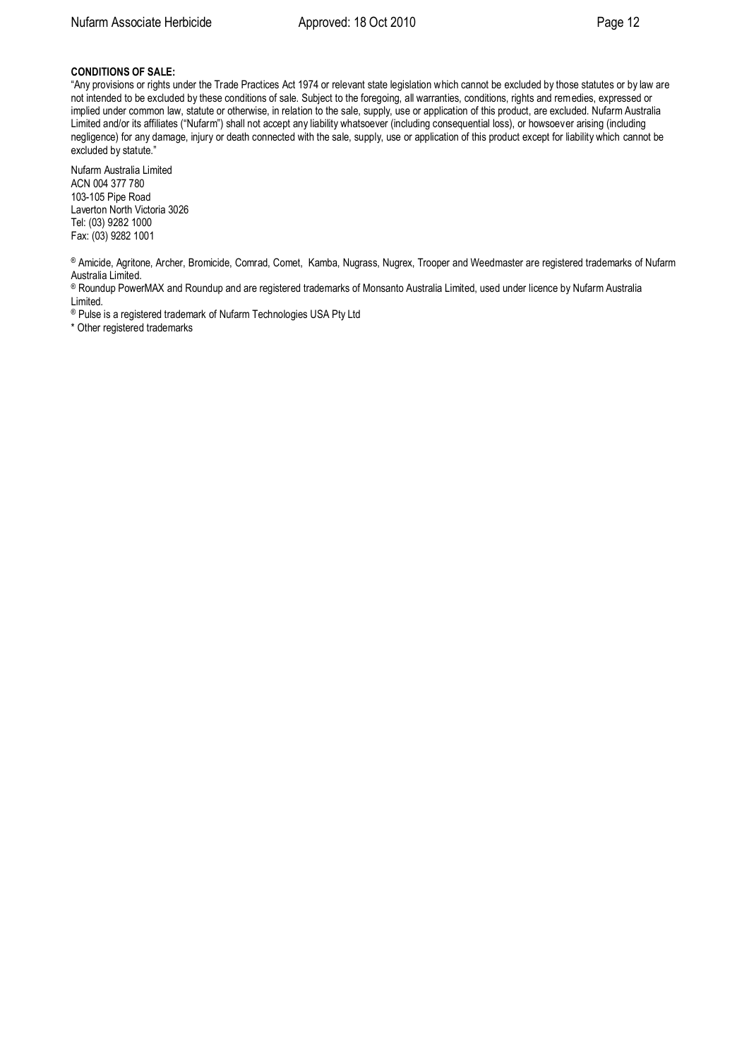**CONDITIONS OF SALE:**

"Any provisions or rights under the Trade Practices Act 1974 or relevant state legislation which cannot be excluded by those statutes or by law are not intended to be excluded by these conditions of sale. Subject to the foregoing, all warranties, conditions, rights and remedies, expressed or implied under common law, statute or otherwise, in relation to the sale, supply, use or application of this product, are excluded. Nufarm Australia Limited and/or its affiliates ("Nufarm") shall not accept any liability whatsoever (including consequential loss), or howsoever arising (including negligence) for any damage, injury or death connected with the sale, supply, use or application of this product except for liability which cannot be excluded by statute."

Nufarm Australia Limited
ACN 004 377 780
103-105 Pipe Road
Laverton North Victoria 3026
Tel: (03) 9282 1000
Fax: (03) 9282 1001

® Amicide, Agritone, Archer, Bromicide, Comrad, Comet, Kamba, Nugrass, Nugrex, Trooper and Weedmaster are registered trademarks of Nufarm Australia Limited.

® Roundup PowerMAX and Roundup and are registered trademarks of Monsanto Australia Limited, used under licence by Nufarm Australia Limited.

® Pulse is a registered trademark of Nufarm Technologies USA Pty Ltd

* Other registered trademarks